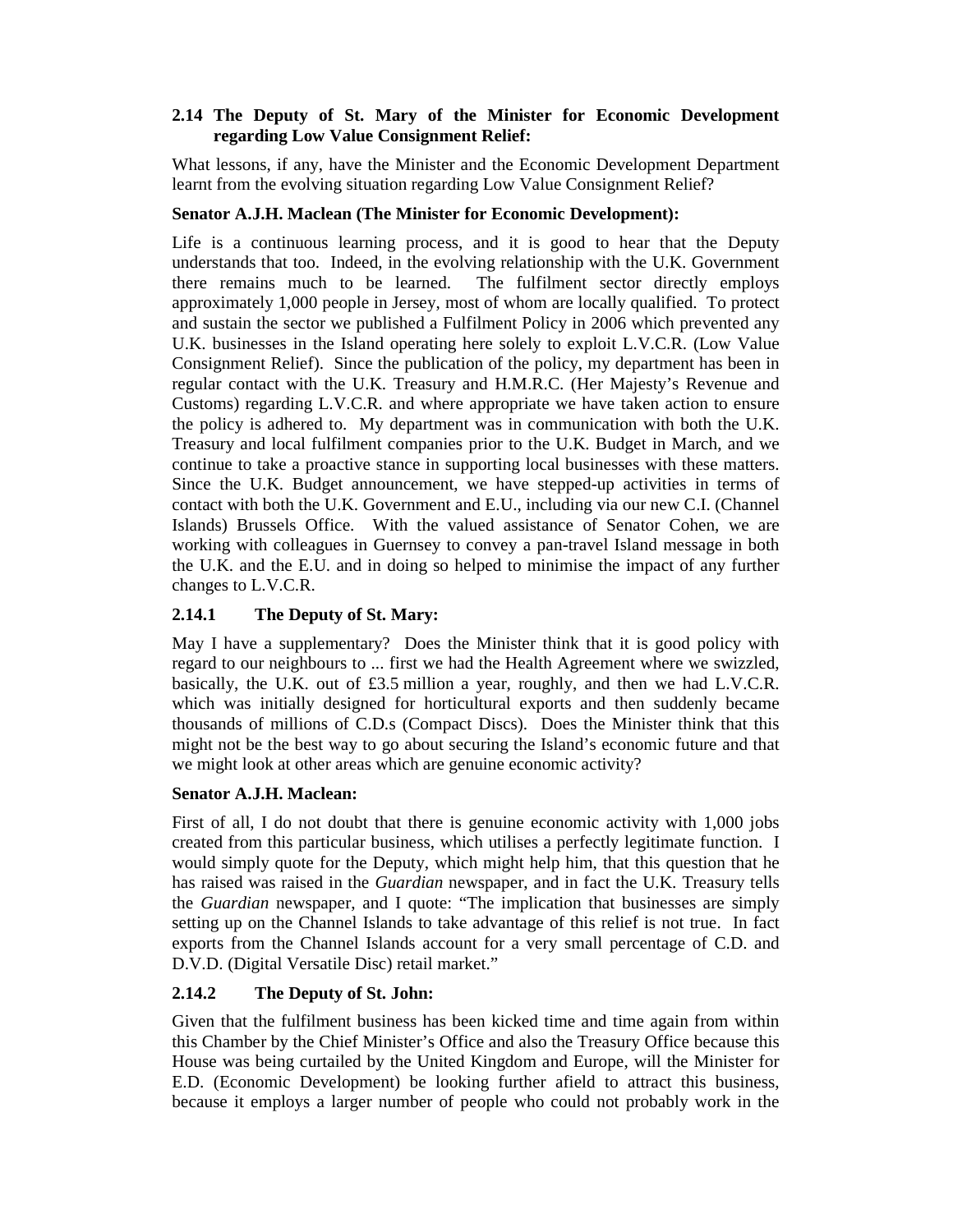**2.14 The Deputy of St. Mary of the Minister for Economic Development regarding Low Value Consignment Relief:**

What lessons, if any, have the Minister and the Economic Development Department learnt from the evolving situation regarding Low Value Consignment Relief?

**Senator A.J.H. Maclean (The Minister for Economic Development):**

Life is a continuous learning process, and it is good to hear that the Deputy understands that too. Indeed, in the evolving relationship with the U.K. Government there remains much to be learned. The fulfilment sector directly employs approximately 1,000 people in Jersey, most of whom are locally qualified. To protect and sustain the sector we published a Fulfilment Policy in 2006 which prevented any U.K. businesses in the Island operating here solely to exploit L.V.C.R. (Low Value Consignment Relief). Since the publication of the policy, my department has been in regular contact with the U.K. Treasury and H.M.R.C. (Her Majesty's Revenue and Customs) regarding L.V.C.R. and where appropriate we have taken action to ensure the policy is adhered to. My department was in communication with both the U.K. Treasury and local fulfilment companies prior to the U.K. Budget in March, and we continue to take a proactive stance in supporting local businesses with these matters. Since the U.K. Budget announcement, we have stepped-up activities in terms of contact with both the U.K. Government and E.U., including via our new C.I. (Channel Islands) Brussels Office. With the valued assistance of Senator Cohen, we are working with colleagues in Guernsey to convey a pan-travel Island message in both the U.K. and the E.U. and in doing so helped to minimise the impact of any further changes to L.V.C.R.

**2.14.1 The Deputy of St. Mary:**

May I have a supplementary? Does the Minister think that it is good policy with regard to our neighbours to ... first we had the Health Agreement where we swizzled, basically, the U.K. out of £3.5 million a year, roughly, and then we had L.V.C.R. which was initially designed for horticultural exports and then suddenly became thousands of millions of C.D.s (Compact Discs). Does the Minister think that this might not be the best way to go about securing the Island's economic future and that we might look at other areas which are genuine economic activity?

**Senator A.J.H. Maclean:**

First of all, I do not doubt that there is genuine economic activity with 1,000 jobs created from this particular business, which utilises a perfectly legitimate function. I would simply quote for the Deputy, which might help him, that this question that he has raised was raised in the *Guardian* newspaper, and in fact the U.K. Treasury tells the *Guardian* newspaper, and I quote: "The implication that businesses are simply setting up on the Channel Islands to take advantage of this relief is not true. In fact exports from the Channel Islands account for a very small percentage of C.D. and D.V.D. (Digital Versatile Disc) retail market."

**2.14.2 The Deputy of St. John:**

Given that the fulfilment business has been kicked time and time again from within this Chamber by the Chief Minister's Office and also the Treasury Office because this House was being curtailed by the United Kingdom and Europe, will the Minister for E.D. (Economic Development) be looking further afield to attract this business, because it employs a larger number of people who could not probably work in the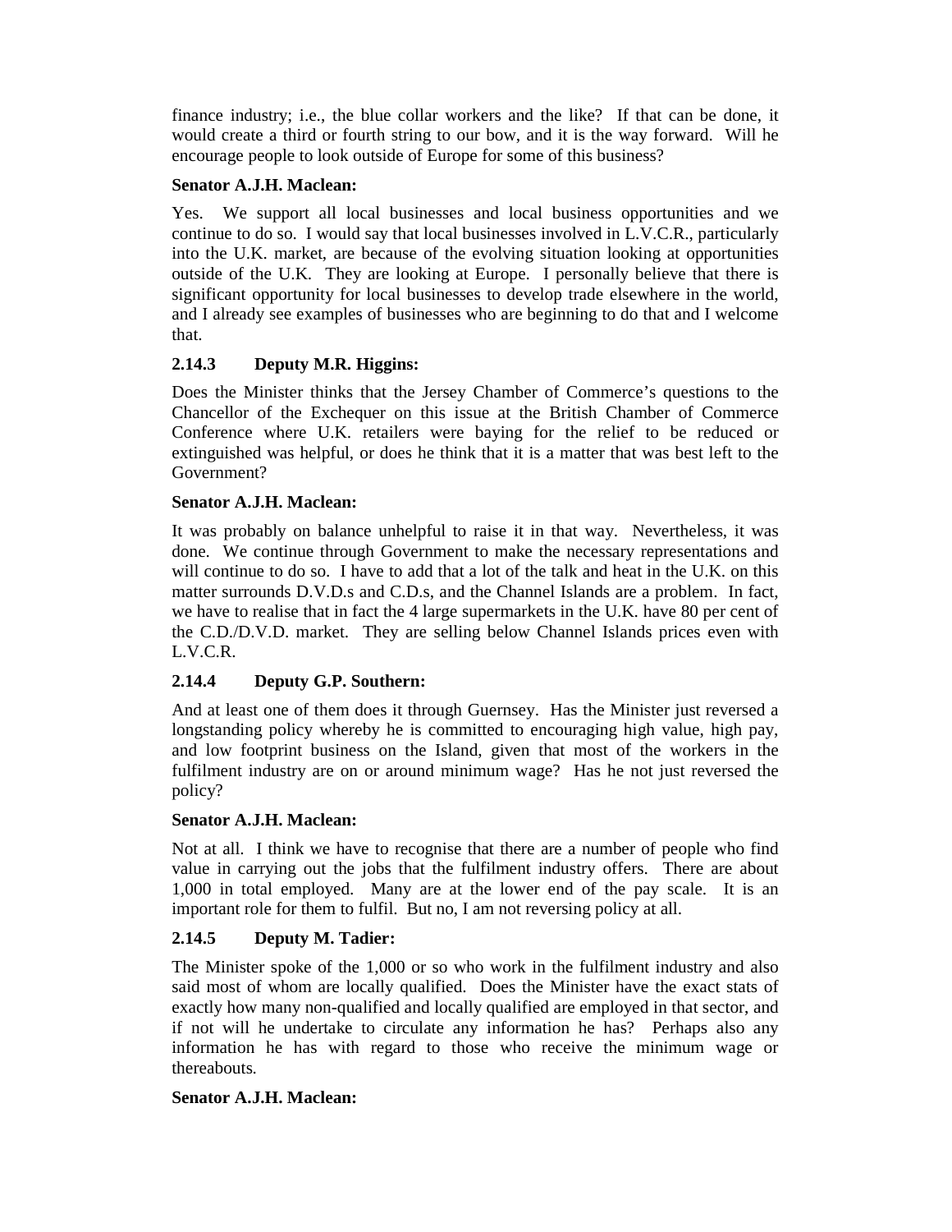finance industry; i.e., the blue collar workers and the like? If that can be done, it would create a third or fourth string to our bow, and it is the way forward. Will he encourage people to look outside of Europe for some of this business?

**Senator A.J.H. Maclean:**

Yes. We support all local businesses and local business opportunities and we continue to do so. I would say that local businesses involved in L.V.C.R., particularly into the U.K. market, are because of the evolving situation looking at opportunities outside of the U.K. They are looking at Europe. I personally believe that there is significant opportunity for local businesses to develop trade elsewhere in the world, and I already see examples of businesses who are beginning to do that and I welcome that.

### 2.14.3 Deputy M.R. Higgins:

Does the Minister thinks that the Jersey Chamber of Commerce's questions to the Chancellor of the Exchequer on this issue at the British Chamber of Commerce Conference where U.K. retailers were baying for the relief to be reduced or extinguished was helpful, or does he think that it is a matter that was best left to the Government?

**Senator A.J.H. Maclean:**

It was probably on balance unhelpful to raise it in that way. Nevertheless, it was done. We continue through Government to make the necessary representations and will continue to do so. I have to add that a lot of the talk and heat in the U.K. on this matter surrounds D.V.D.s and C.D.s, and the Channel Islands are a problem. In fact, we have to realise that in fact the 4 large supermarkets in the U.K. have 80 per cent of the C.D./D.V.D. market. They are selling below Channel Islands prices even with L.V.C.R.

### 2.14.4 Deputy G.P. Southern:

And at least one of them does it through Guernsey. Has the Minister just reversed a longstanding policy whereby he is committed to encouraging high value, high pay, and low footprint business on the Island, given that most of the workers in the fulfilment industry are on or around minimum wage? Has he not just reversed the policy?

**Senator A.J.H. Maclean:**

Not at all. I think we have to recognise that there are a number of people who find value in carrying out the jobs that the fulfilment industry offers. There are about 1,000 in total employed. Many are at the lower end of the pay scale. It is an important role for them to fulfil. But no, I am not reversing policy at all.

### 2.14.5 Deputy M. Tadier:

The Minister spoke of the 1,000 or so who work in the fulfilment industry and also said most of whom are locally qualified. Does the Minister have the exact stats of exactly how many non-qualified and locally qualified are employed in that sector, and if not will he undertake to circulate any information he has? Perhaps also any information he has with regard to those who receive the minimum wage or thereabouts.

**Senator A.J.H. Maclean:**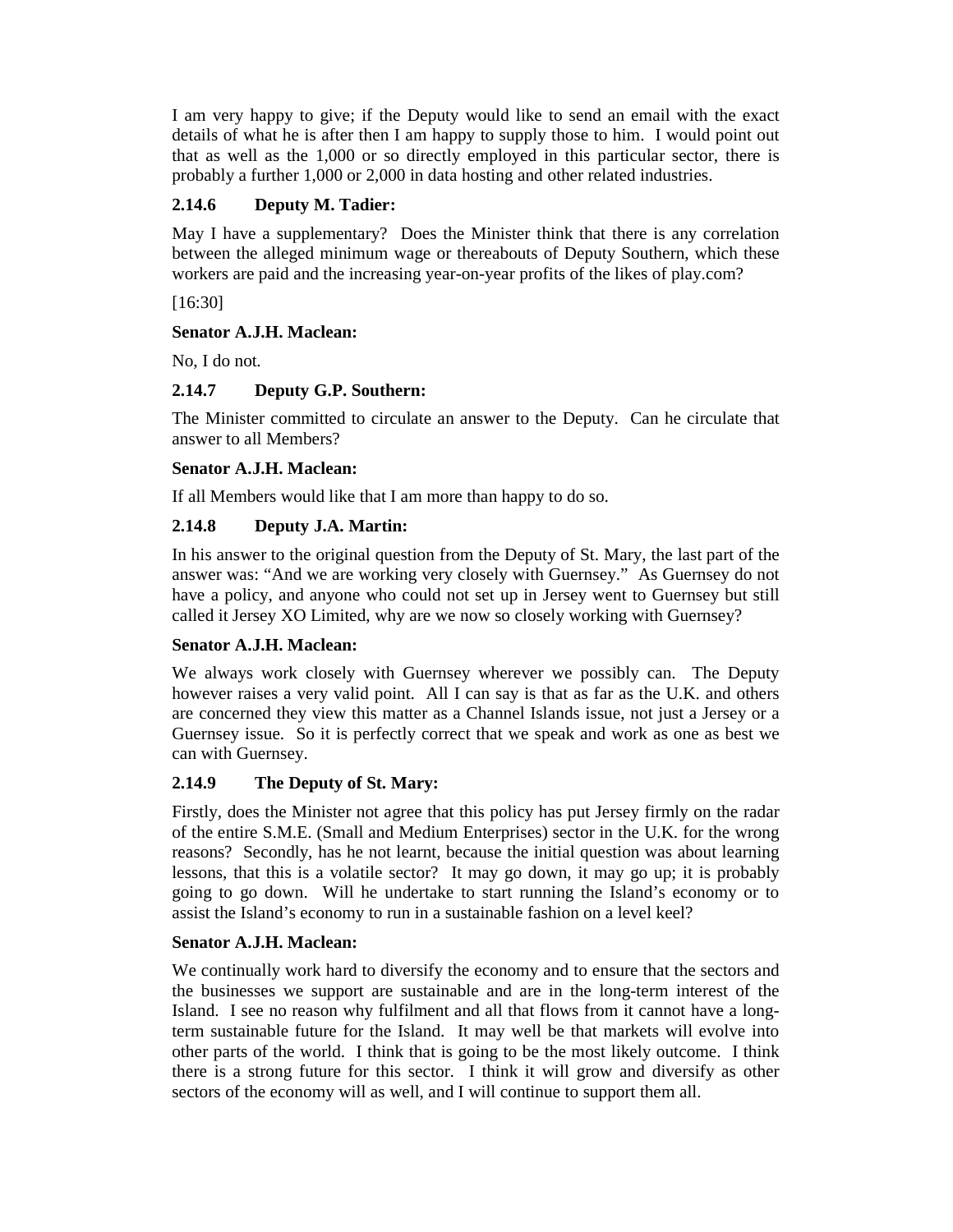I am very happy to give; if the Deputy would like to send an email with the exact details of what he is after then I am happy to supply those to him. I would point out that as well as the 1,000 or so directly employed in this particular sector, there is probably a further 1,000 or 2,000 in data hosting and other related industries.

### 2.14.6 Deputy M. Tadier:

May I have a supplementary? Does the Minister think that there is any correlation between the alleged minimum wage or thereabouts of Deputy Southern, which these workers are paid and the increasing year-on-year profits of the likes of play.com?

[16:30]

**Senator A.J.H. Maclean:**

No, I do not.

### 2.14.7 Deputy G.P. Southern:

The Minister committed to circulate an answer to the Deputy. Can he circulate that answer to all Members?

**Senator A.J.H. Maclean:**

If all Members would like that I am more than happy to do so.

### 2.14.8 Deputy J.A. Martin:

In his answer to the original question from the Deputy of St. Mary, the last part of the answer was: "And we are working very closely with Guernsey." As Guernsey do not have a policy, and anyone who could not set up in Jersey went to Guernsey but still called it Jersey XO Limited, why are we now so closely working with Guernsey?

**Senator A.J.H. Maclean:**

We always work closely with Guernsey wherever we possibly can. The Deputy however raises a very valid point. All I can say is that as far as the U.K. and others are concerned they view this matter as a Channel Islands issue, not just a Jersey or a Guernsey issue. So it is perfectly correct that we speak and work as one as best we can with Guernsey.

### 2.14.9 The Deputy of St. Mary:

Firstly, does the Minister not agree that this policy has put Jersey firmly on the radar of the entire S.M.E. (Small and Medium Enterprises) sector in the U.K. for the wrong reasons? Secondly, has he not learnt, because the initial question was about learning lessons, that this is a volatile sector? It may go down, it may go up; it is probably going to go down. Will he undertake to start running the Island's economy or to assist the Island's economy to run in a sustainable fashion on a level keel?

**Senator A.J.H. Maclean:**

We continually work hard to diversify the economy and to ensure that the sectors and the businesses we support are sustainable and are in the long-term interest of the Island. I see no reason why fulfilment and all that flows from it cannot have a long-term sustainable future for the Island. It may well be that markets will evolve into other parts of the world. I think that is going to be the most likely outcome. I think there is a strong future for this sector. I think it will grow and diversify as other sectors of the economy will as well, and I will continue to support them all.